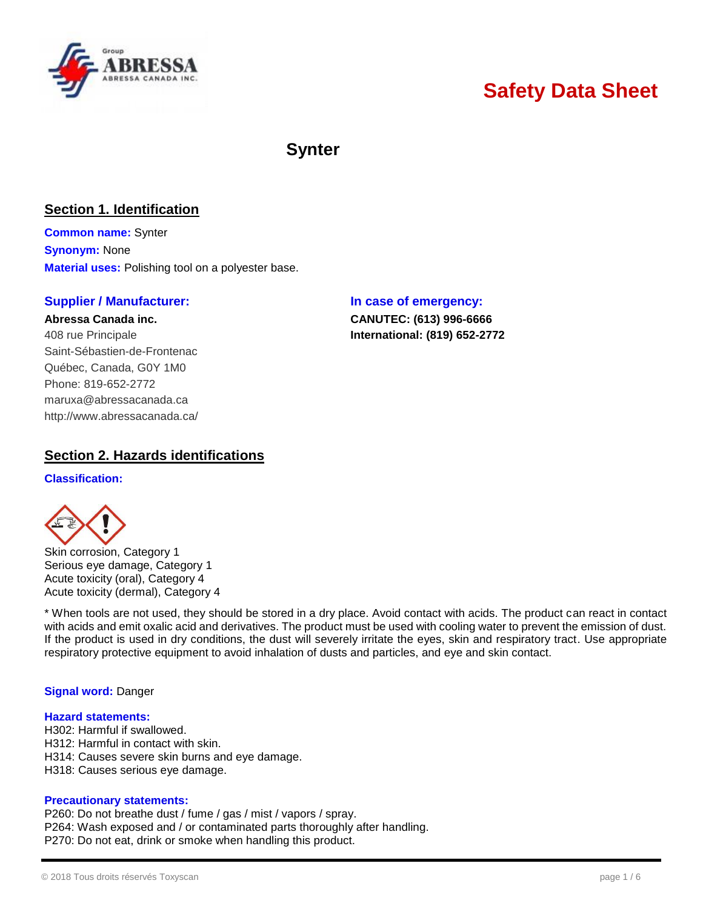# Safety Data Sheet

## Synter

## Section 1. Identification

**Common name:** Synter
**Synonym:** None
**Material uses:** Polishing tool on a polyester base.

### Supplier / Manufacturer:

**Abressa Canada inc.**
408 rue Principale
Saint-Sébastien-de-Frontenac
Québec, Canada, G0Y 1M0
Phone: 819-652-2772
maruxa@abressacanada.ca
http://www.abressacanada.ca/

### In case of emergency:

**CANUTEC: (613) 996-6666**
**International: (819) 652-2772**

## Section 2. Hazards identifications

### Classification:

Skin corrosion, Category 1
Serious eye damage, Category 1
Acute toxicity (oral), Category 4
Acute toxicity (dermal), Category 4

* When tools are not used, they should be stored in a dry place. Avoid contact with acids. The product can react in contact with acids and emit oxalic acid and derivatives. The product must be used with cooling water to prevent the emission of dust. If the product is used in dry conditions, the dust will severely irritate the eyes, skin and respiratory tract. Use appropriate respiratory protective equipment to avoid inhalation of dusts and particles, and eye and skin contact.

**Signal word:** Danger

### Hazard statements:

H302: Harmful if swallowed.
H312: Harmful in contact with skin.
H314: Causes severe skin burns and eye damage.
H318: Causes serious eye damage.

### Precautionary statements:

P260: Do not breathe dust / fume / gas / mist / vapors / spray.
P264: Wash exposed and / or contaminated parts thoroughly after handling.
P270: Do not eat, drink or smoke when handling this product.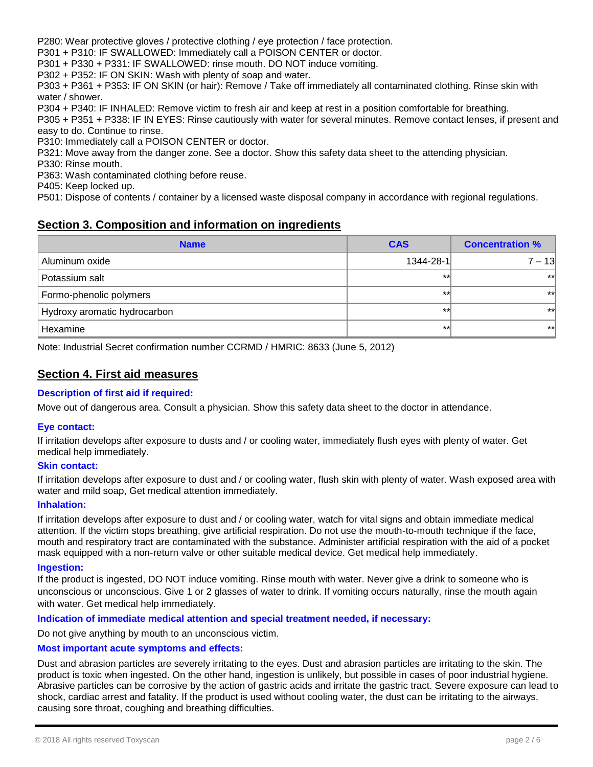P280: Wear protective gloves / protective clothing / eye protection / face protection.
P301 + P310: IF SWALLOWED: Immediately call a POISON CENTER or doctor.
P301 + P330 + P331: IF SWALLOWED: rinse mouth. DO NOT induce vomiting.
P302 + P352: IF ON SKIN: Wash with plenty of soap and water.
P303 + P361 + P353: IF ON SKIN (or hair): Remove / Take off immediately all contaminated clothing. Rinse skin with water / shower.
P304 + P340: IF INHALED: Remove victim to fresh air and keep at rest in a position comfortable for breathing.
P305 + P351 + P338: IF IN EYES: Rinse cautiously with water for several minutes. Remove contact lenses, if present and easy to do. Continue to rinse.
P310: Immediately call a POISON CENTER or doctor.
P321: Move away from the danger zone. See a doctor. Show this safety data sheet to the attending physician.
P330: Rinse mouth.
P363: Wash contaminated clothing before reuse.
P405: Keep locked up.
P501: Dispose of contents / container by a licensed waste disposal company in accordance with regional regulations.

## Section 3. Composition and information on ingredients

| Name | CAS | Concentration % |
|---|---|---|
| Aluminum oxide | 1344-28-1 | 7 – 13 |
| Potassium salt | ** | ** |
| Formo-phenolic polymers | ** | ** |
| Hydroxy aromatic hydrocarbon | ** | ** |
| Hexamine | ** | ** |

Note: Industrial Secret confirmation number CCRMD / HMRIC: 8633 (June 5, 2012)

## Section 4. First aid measures

### Description of first aid if required:

Move out of dangerous area. Consult a physician. Show this safety data sheet to the doctor in attendance.

### Eye contact:

If irritation develops after exposure to dusts and / or cooling water, immediately flush eyes with plenty of water. Get medical help immediately.

### Skin contact:

If irritation develops after exposure to dust and / or cooling water, flush skin with plenty of water. Wash exposed area with water and mild soap, Get medical attention immediately.

### Inhalation:

If irritation develops after exposure to dust and / or cooling water, watch for vital signs and obtain immediate medical attention. If the victim stops breathing, give artificial respiration. Do not use the mouth-to-mouth technique if the face, mouth and respiratory tract are contaminated with the substance. Administer artificial respiration with the aid of a pocket mask equipped with a non-return valve or other suitable medical device. Get medical help immediately.

### Ingestion:

If the product is ingested, DO NOT induce vomiting. Rinse mouth with water. Never give a drink to someone who is unconscious or unconscious. Give 1 or 2 glasses of water to drink. If vomiting occurs naturally, rinse the mouth again with water. Get medical help immediately.

### Indication of immediate medical attention and special treatment needed, if necessary:

Do not give anything by mouth to an unconscious victim.

### Most important acute symptoms and effects:

Dust and abrasion particles are severely irritating to the eyes. Dust and abrasion particles are irritating to the skin. The product is toxic when ingested. On the other hand, ingestion is unlikely, but possible in cases of poor industrial hygiene. Abrasive particles can be corrosive by the action of gastric acids and irritate the gastric tract. Severe exposure can lead to shock, cardiac arrest and fatality. If the product is used without cooling water, the dust can be irritating to the airways, causing sore throat, coughing and breathing difficulties.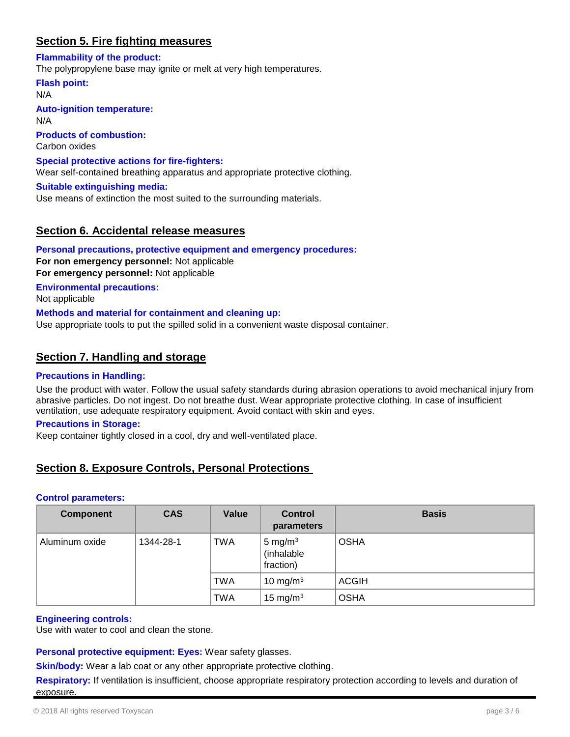## Section 5. Fire fighting measures

**Flammability of the product:**
The polypropylene base may ignite or melt at very high temperatures.

**Flash point:**
N/A

**Auto-ignition temperature:**
N/A

**Products of combustion:**
Carbon oxides

**Special protective actions for fire-fighters:**
Wear self-contained breathing apparatus and appropriate protective clothing.

**Suitable extinguishing media:**
Use means of extinction the most suited to the surrounding materials.

## Section 6. Accidental release measures

**Personal precautions, protective equipment and emergency procedures:**
**For non emergency personnel:** Not applicable
**For emergency personnel:** Not applicable

**Environmental precautions:**
Not applicable

**Methods and material for containment and cleaning up:**
Use appropriate tools to put the spilled solid in a convenient waste disposal container.

## Section 7. Handling and storage

**Precautions in Handling:**

Use the product with water. Follow the usual safety standards during abrasion operations to avoid mechanical injury from abrasive particles. Do not ingest. Do not breathe dust. Wear appropriate protective clothing. In case of insufficient ventilation, use adequate respiratory equipment. Avoid contact with skin and eyes.

**Precautions in Storage:**
Keep container tightly closed in a cool, dry and well-ventilated place.

## Section 8. Exposure Controls, Personal Protections

**Control parameters:**

| Component | CAS | Value | Control parameters | Basis |
|---|---|---|---|---|
| Aluminum oxide | 1344-28-1 | TWA | 5 $mg/m^3$ (inhalable fraction) | OSHA |
| | | TWA | 10 $mg/m^3$ | ACGIH |
| | | TWA | 15 $mg/m^3$ | OSHA |

**Engineering controls:**
Use with water to cool and clean the stone.

**Personal protective equipment: Eyes:** Wear safety glasses.

**Skin/body:** Wear a lab coat or any other appropriate protective clothing.

**Respiratory:** If ventilation is insufficient, choose appropriate respiratory protection according to levels and duration of exposure.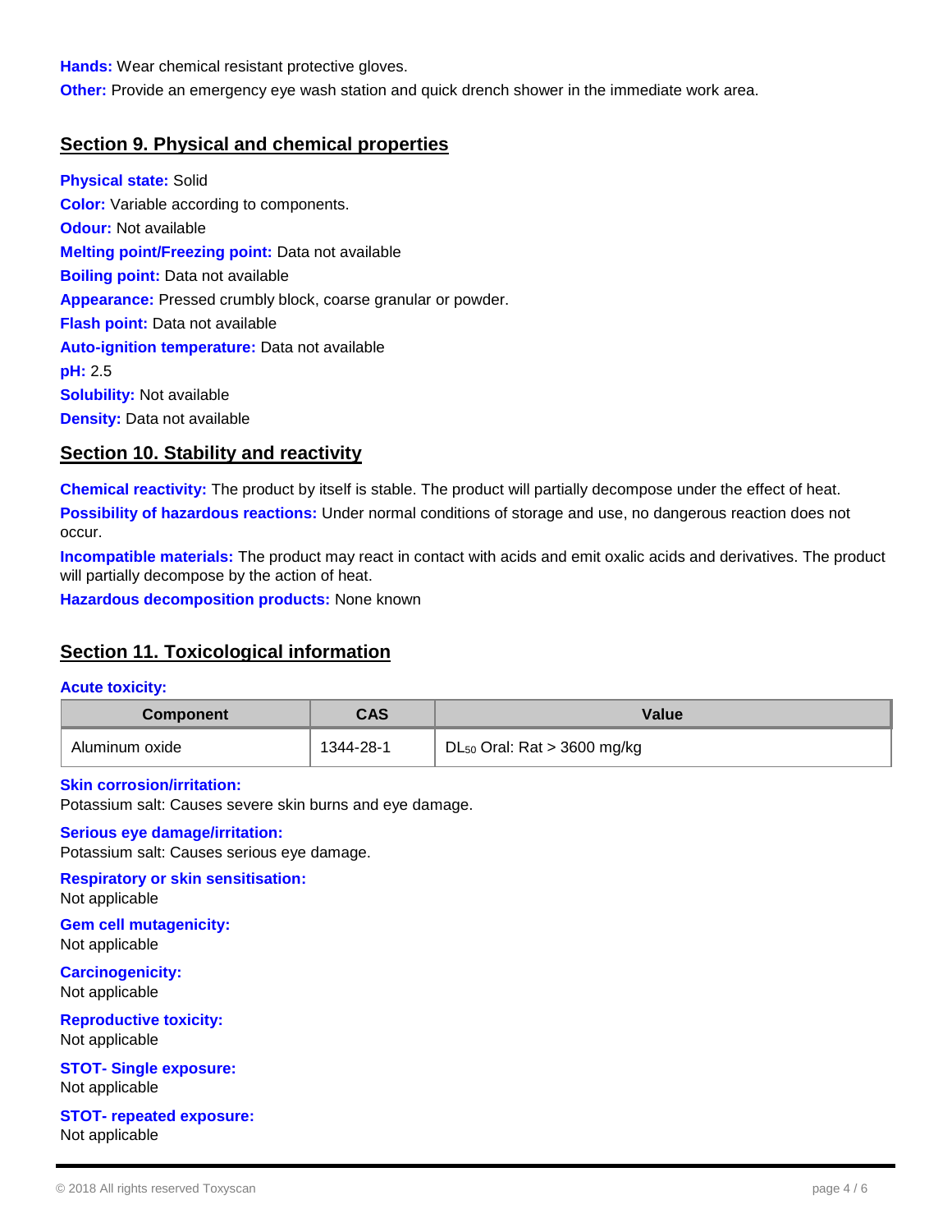**Hands:** Wear chemical resistant protective gloves.

**Other:** Provide an emergency eye wash station and quick drench shower in the immediate work area.

## Section 9. Physical and chemical properties

**Physical state:** Solid

**Color:** Variable according to components.

**Odour:** Not available

**Melting point/Freezing point:** Data not available

**Boiling point:** Data not available

**Appearance:** Pressed crumbly block, coarse granular or powder.

**Flash point:** Data not available

**Auto-ignition temperature:** Data not available

**pH:** 2.5

**Solubility:** Not available

**Density:** Data not available

## Section 10. Stability and reactivity

**Chemical reactivity:** The product by itself is stable. The product will partially decompose under the effect of heat.

**Possibility of hazardous reactions:** Under normal conditions of storage and use, no dangerous reaction does not occur.

**Incompatible materials:** The product may react in contact with acids and emit oxalic acids and derivatives. The product will partially decompose by the action of heat.

**Hazardous decomposition products:** None known

## Section 11. Toxicological information

**Acute toxicity:**

| Component | CAS | Value |
|---|---|---|
| Aluminum oxide | 1344-28-1 | $DL_{50}$ Oral: Rat > 3600 mg/kg |

**Skin corrosion/irritation:**
Potassium salt: Causes severe skin burns and eye damage.

**Serious eye damage/irritation:**
Potassium salt: Causes serious eye damage.

**Respiratory or skin sensitisation:**
Not applicable

**Gem cell mutagenicity:**
Not applicable

**Carcinogenicity:**
Not applicable

**Reproductive toxicity:**
Not applicable

**STOT- Single exposure:**
Not applicable

**STOT- repeated exposure:**
Not applicable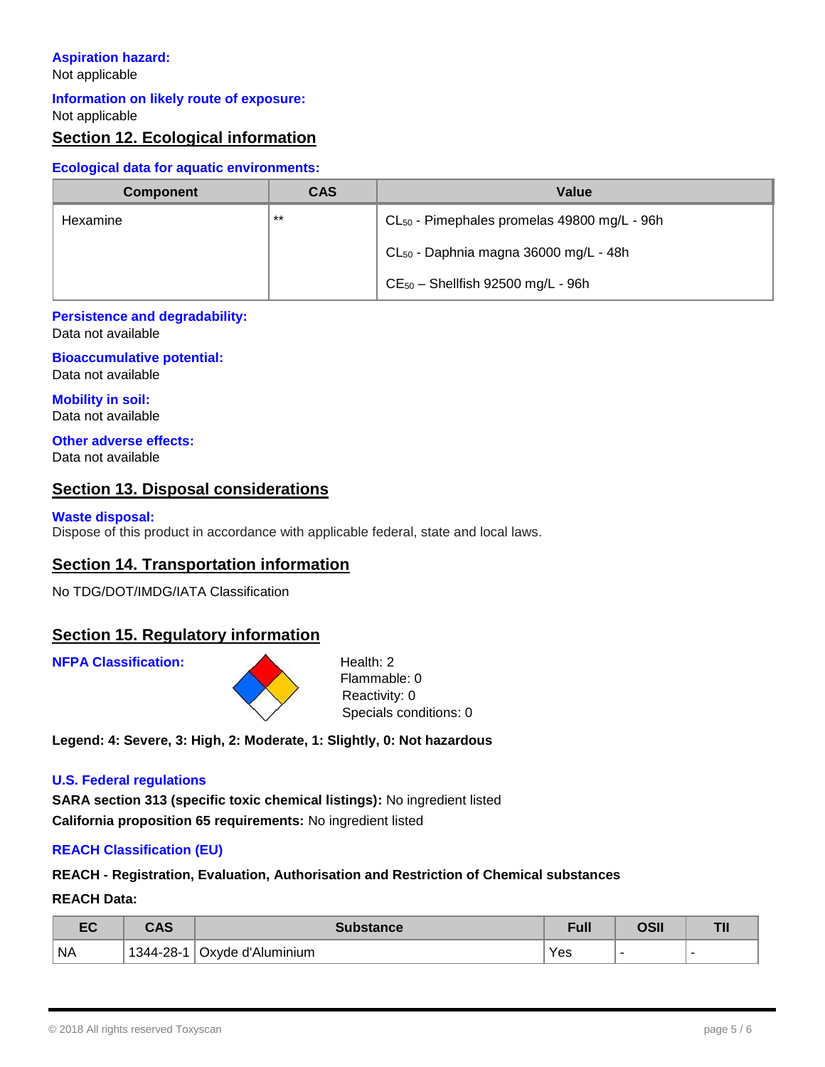**Aspiration hazard:**
Not applicable

**Information on likely route of exposure:**
Not applicable

## Section 12. Ecological information

**Ecological data for aquatic environments:**

| Component | CAS | Value |
| --- | --- | --- |
| Hexamine | ** | $CL_{50}$ - Pimephales promelas 49800 mg/L - 96h<br>$CL_{50}$ - Daphnia magna 36000 mg/L - 48h<br>$CE_{50}$ – Shellfish 92500 mg/L - 96h |

**Persistence and degradability:**
Data not available

**Bioaccumulative potential:**
Data not available

**Mobility in soil:**
Data not available

**Other adverse effects:**
Data not available

## Section 13. Disposal considerations

**Waste disposal:**
Dispose of this product in accordance with applicable federal, state and local laws.

## Section 14. Transportation information

No TDG/DOT/IMDG/IATA Classification

## Section 15. Regulatory information

**NFPA Classification:**

Health: 2
Flammable: 0
Reactivity: 0
Specials conditions: 0

**Legend: 4: Severe, 3: High, 2: Moderate, 1: Slightly, 0: Not hazardous**

**U.S. Federal regulations**

**SARA section 313 (specific toxic chemical listings):** No ingredient listed

**California proposition 65 requirements:** No ingredient listed

**REACH Classification (EU)**

**REACH - Registration, Evaluation, Authorisation and Restriction of Chemical substances**

**REACH Data:**

| EC | CAS | Substance | Full | OSII | TII |
| --- | --- | --- | --- | --- | --- |
| NA | 1344-28-1 | Oxyde d'Aluminium | Yes | - | - |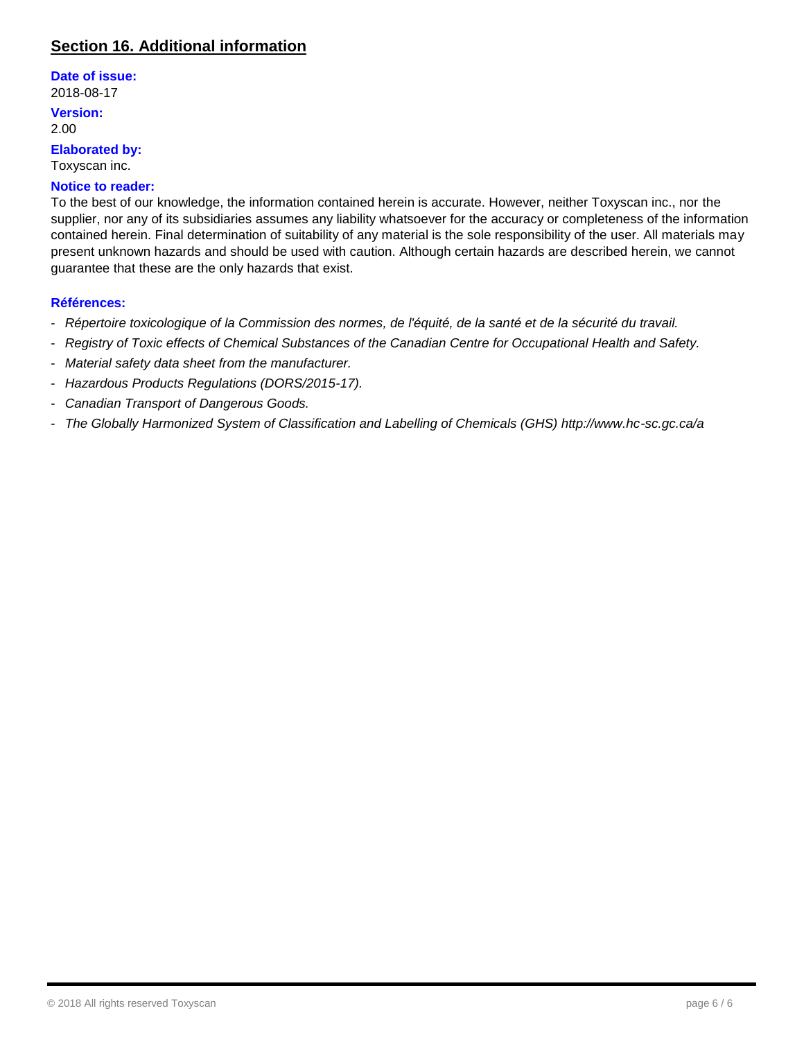## Section 16. Additional information

**Date of issue:**
2018-08-17

**Version:**
2.00

**Elaborated by:**
Toxyscan inc.

**Notice to reader:**
To the best of our knowledge, the information contained herein is accurate. However, neither Toxyscan inc., nor the supplier, nor any of its subsidiaries assumes any liability whatsoever for the accuracy or completeness of the information contained herein. Final determination of suitability of any material is the sole responsibility of the user. All materials may present unknown hazards and should be used with caution. Although certain hazards are described herein, we cannot guarantee that these are the only hazards that exist.

**Références:**

- *Répertoire toxicologique of la Commission des normes, de l'équité, de la santé et de la sécurité du travail.*
- *Registry of Toxic effects of Chemical Substances of the Canadian Centre for Occupational Health and Safety.*
- *Material safety data sheet from the manufacturer.*
- *Hazardous Products Regulations (DORS/2015-17).*
- *Canadian Transport of Dangerous Goods.*
- *The Globally Harmonized System of Classification and Labelling of Chemicals (GHS) http://www.hc-sc.gc.ca/a*

© 2018 All rights reserved Toxyscan